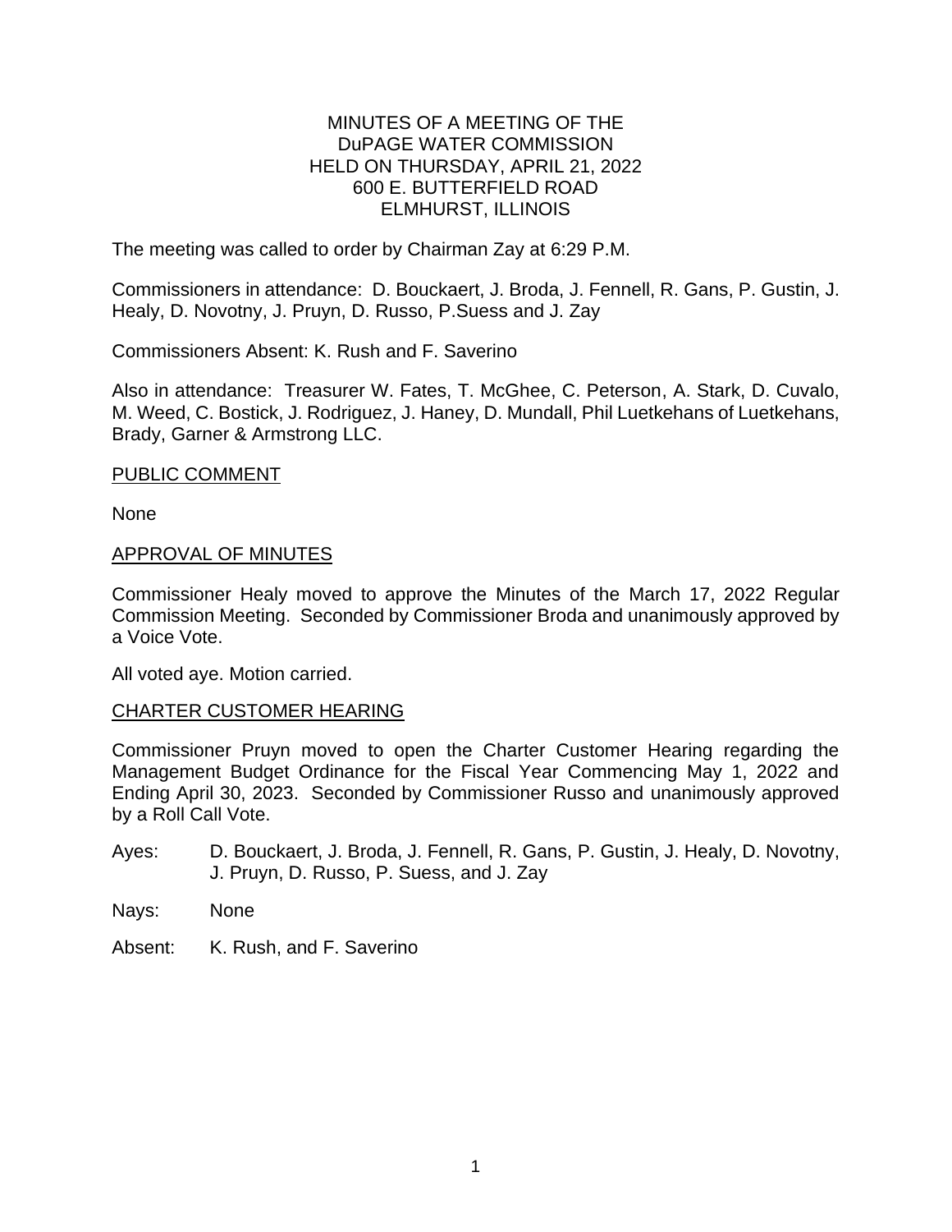MINUTES OF A MEETING OF THE
DuPAGE WATER COMMISSION
HELD ON THURSDAY, APRIL 21, 2022
600 E. BUTTERFIELD ROAD
ELMHURST, ILLINOIS

The meeting was called to order by Chairman Zay at 6:29 P.M.

Commissioners in attendance: D. Bouckaert, J. Broda, J. Fennell, R. Gans, P. Gustin, J. Healy, D. Novotny, J. Pruyn, D. Russo, P.Suess and J. Zay

Commissioners Absent: K. Rush and F. Saverino

Also in attendance: Treasurer W. Fates, T. McGhee, C. Peterson, A. Stark, D. Cuvalo, M. Weed, C. Bostick, J. Rodriguez, J. Haney, D. Mundall, Phil Luetkehans of Luetkehans, Brady, Garner & Armstrong LLC.

## PUBLIC COMMENT

None

## APPROVAL OF MINUTES

Commissioner Healy moved to approve the Minutes of the March 17, 2022 Regular Commission Meeting. Seconded by Commissioner Broda and unanimously approved by a Voice Vote.

All voted aye. Motion carried.

## CHARTER CUSTOMER HEARING

Commissioner Pruyn moved to open the Charter Customer Hearing regarding the Management Budget Ordinance for the Fiscal Year Commencing May 1, 2022 and Ending April 30, 2023. Seconded by Commissioner Russo and unanimously approved by a Roll Call Vote.

Ayes: D. Bouckaert, J. Broda, J. Fennell, R. Gans, P. Gustin, J. Healy, D. Novotny, J. Pruyn, D. Russo, P. Suess, and J. Zay

Nays: None

Absent: K. Rush, and F. Saverino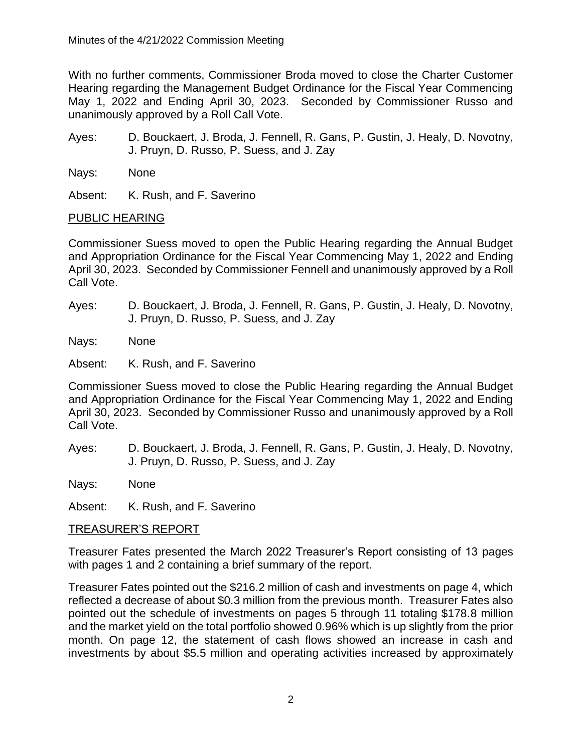With no further comments, Commissioner Broda moved to close the Charter Customer Hearing regarding the Management Budget Ordinance for the Fiscal Year Commencing May 1, 2022 and Ending April 30, 2023. Seconded by Commissioner Russo and unanimously approved by a Roll Call Vote.

Ayes: D. Bouckaert, J. Broda, J. Fennell, R. Gans, P. Gustin, J. Healy, D. Novotny, J. Pruyn, D. Russo, P. Suess, and J. Zay

Nays: None

Absent: K. Rush, and F. Saverino

PUBLIC HEARING

Commissioner Suess moved to open the Public Hearing regarding the Annual Budget and Appropriation Ordinance for the Fiscal Year Commencing May 1, 2022 and Ending April 30, 2023. Seconded by Commissioner Fennell and unanimously approved by a Roll Call Vote.

Ayes: D. Bouckaert, J. Broda, J. Fennell, R. Gans, P. Gustin, J. Healy, D. Novotny, J. Pruyn, D. Russo, P. Suess, and J. Zay

Nays: None

Absent: K. Rush, and F. Saverino

Commissioner Suess moved to close the Public Hearing regarding the Annual Budget and Appropriation Ordinance for the Fiscal Year Commencing May 1, 2022 and Ending April 30, 2023. Seconded by Commissioner Russo and unanimously approved by a Roll Call Vote.

Ayes: D. Bouckaert, J. Broda, J. Fennell, R. Gans, P. Gustin, J. Healy, D. Novotny, J. Pruyn, D. Russo, P. Suess, and J. Zay

Nays: None

Absent: K. Rush, and F. Saverino

TREASURER'S REPORT

Treasurer Fates presented the March 2022 Treasurer's Report consisting of 13 pages with pages 1 and 2 containing a brief summary of the report.

Treasurer Fates pointed out the $216.2 million of cash and investments on page 4, which reflected a decrease of about $0.3 million from the previous month. Treasurer Fates also pointed out the schedule of investments on pages 5 through 11 totaling $178.8 million and the market yield on the total portfolio showed 0.96% which is up slightly from the prior month. On page 12, the statement of cash flows showed an increase in cash and investments by about $5.5 million and operating activities increased by approximately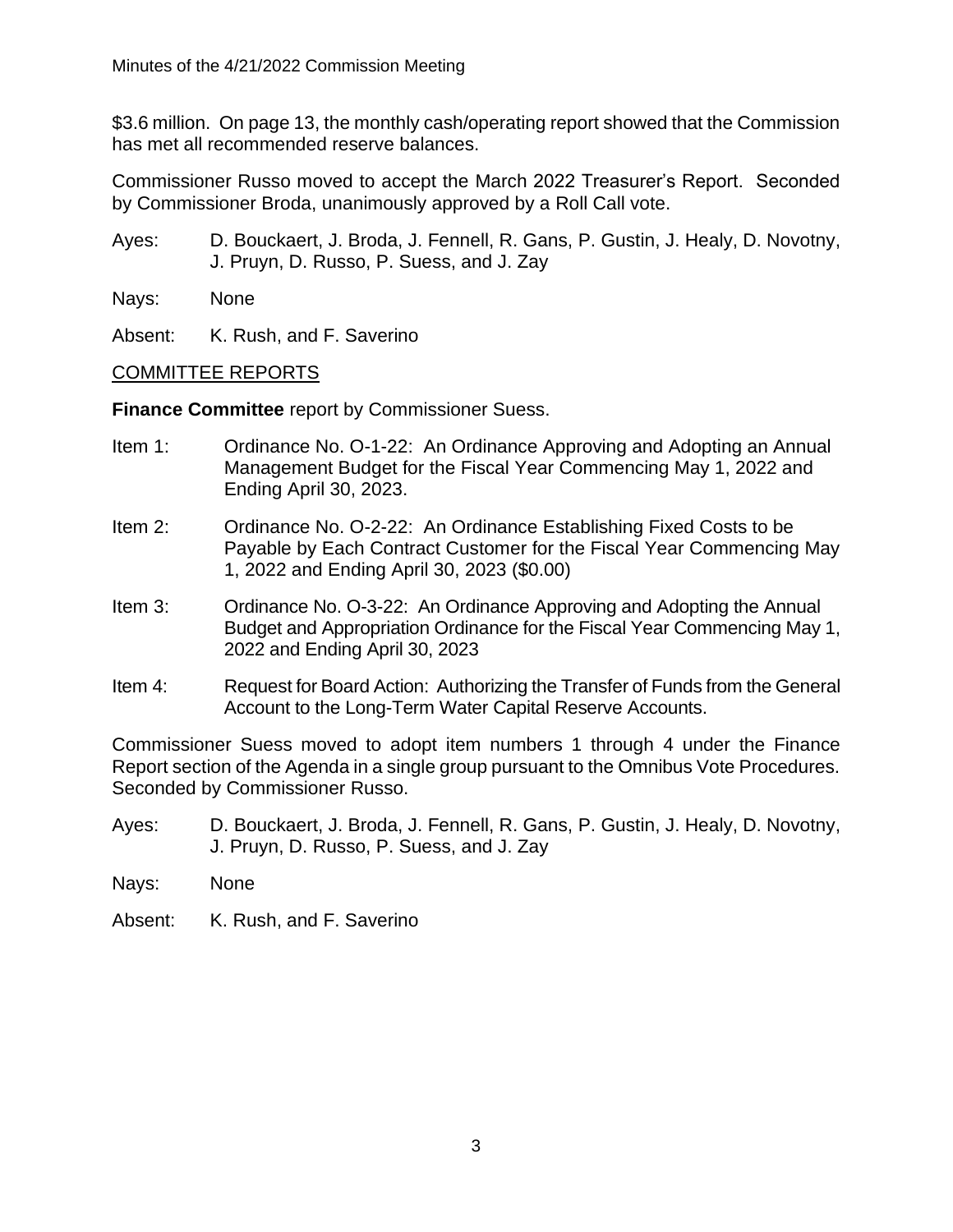$3.6 million. On page 13, the monthly cash/operating report showed that the Commission has met all recommended reserve balances.

Commissioner Russo moved to accept the March 2022 Treasurer's Report. Seconded by Commissioner Broda, unanimously approved by a Roll Call vote.

Ayes: D. Bouckaert, J. Broda, J. Fennell, R. Gans, P. Gustin, J. Healy, D. Novotny, J. Pruyn, D. Russo, P. Suess, and J. Zay

Nays: None

Absent: K. Rush, and F. Saverino

COMMITTEE REPORTS

**Finance Committee** report by Commissioner Suess.

Item 1: Ordinance No. O-1-22: An Ordinance Approving and Adopting an Annual Management Budget for the Fiscal Year Commencing May 1, 2022 and Ending April 30, 2023.

Item 2: Ordinance No. O-2-22: An Ordinance Establishing Fixed Costs to be Payable by Each Contract Customer for the Fiscal Year Commencing May 1, 2022 and Ending April 30, 2023 ($0.00)

Item 3: Ordinance No. O-3-22: An Ordinance Approving and Adopting the Annual Budget and Appropriation Ordinance for the Fiscal Year Commencing May 1, 2022 and Ending April 30, 2023

Item 4: Request for Board Action: Authorizing the Transfer of Funds from the General Account to the Long-Term Water Capital Reserve Accounts.

Commissioner Suess moved to adopt item numbers 1 through 4 under the Finance Report section of the Agenda in a single group pursuant to the Omnibus Vote Procedures. Seconded by Commissioner Russo.

Ayes: D. Bouckaert, J. Broda, J. Fennell, R. Gans, P. Gustin, J. Healy, D. Novotny, J. Pruyn, D. Russo, P. Suess, and J. Zay

Nays: None

Absent: K. Rush, and F. Saverino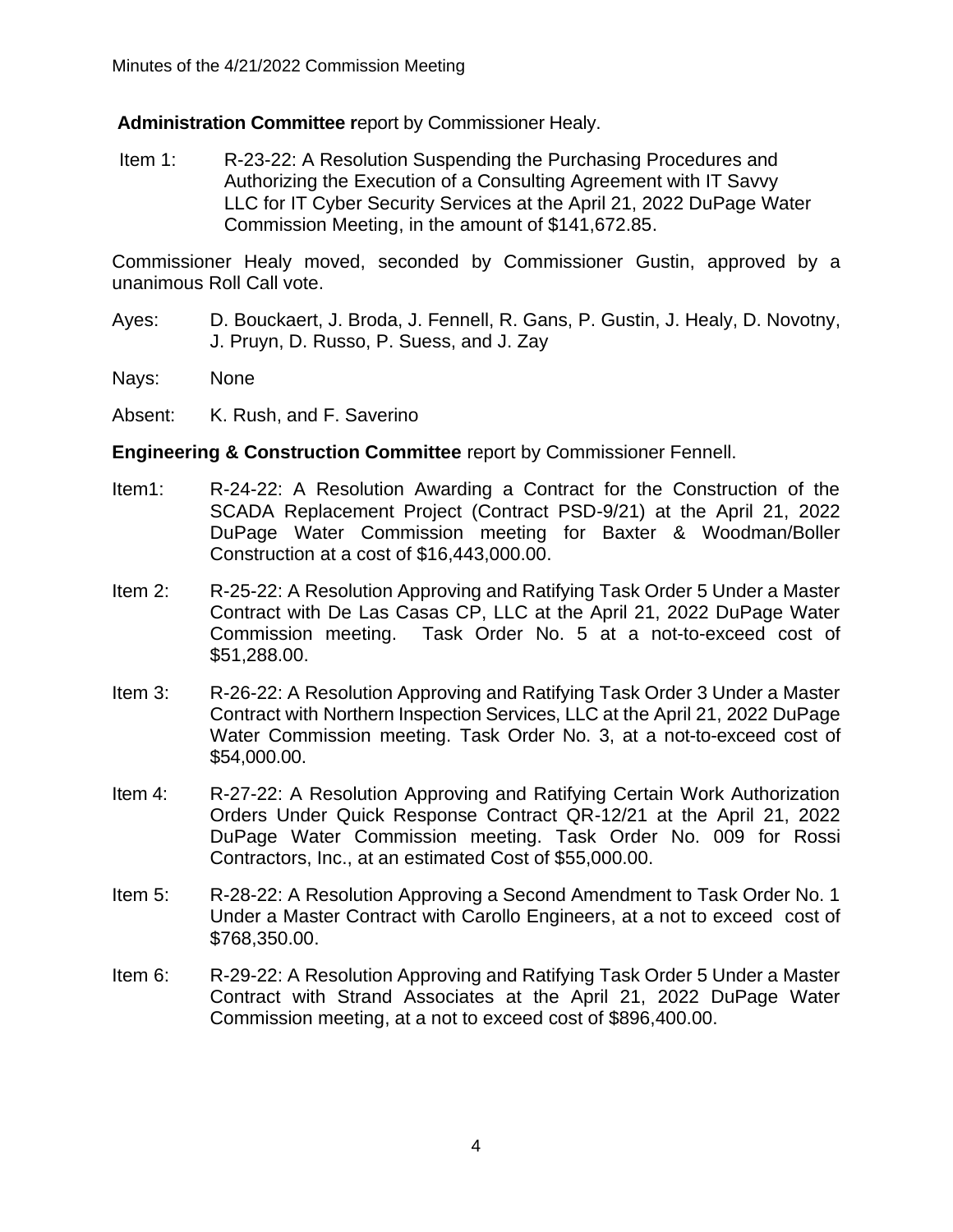**Administration Committee r**eport by Commissioner Healy.

Item 1: R-23-22: A Resolution Suspending the Purchasing Procedures and Authorizing the Execution of a Consulting Agreement with IT Savvy LLC for IT Cyber Security Services at the April 21, 2022 DuPage Water Commission Meeting, in the amount of $141,672.85.

Commissioner Healy moved, seconded by Commissioner Gustin, approved by a unanimous Roll Call vote.

Ayes: D. Bouckaert, J. Broda, J. Fennell, R. Gans, P. Gustin, J. Healy, D. Novotny, J. Pruyn, D. Russo, P. Suess, and J. Zay

Nays: None

Absent: K. Rush, and F. Saverino

**Engineering & Construction Committee** report by Commissioner Fennell.

Item1: R-24-22: A Resolution Awarding a Contract for the Construction of the SCADA Replacement Project (Contract PSD-9/21) at the April 21, 2022 DuPage Water Commission meeting for Baxter & Woodman/Boller Construction at a cost of $16,443,000.00.

Item 2: R-25-22: A Resolution Approving and Ratifying Task Order 5 Under a Master Contract with De Las Casas CP, LLC at the April 21, 2022 DuPage Water Commission meeting. Task Order No. 5 at a not-to-exceed cost of $51,288.00.

Item 3: R-26-22: A Resolution Approving and Ratifying Task Order 3 Under a Master Contract with Northern Inspection Services, LLC at the April 21, 2022 DuPage Water Commission meeting. Task Order No. 3, at a not-to-exceed cost of $54,000.00.

Item 4: R-27-22: A Resolution Approving and Ratifying Certain Work Authorization Orders Under Quick Response Contract QR-12/21 at the April 21, 2022 DuPage Water Commission meeting. Task Order No. 009 for Rossi Contractors, Inc., at an estimated Cost of $55,000.00.

Item 5: R-28-22: A Resolution Approving a Second Amendment to Task Order No. 1 Under a Master Contract with Carollo Engineers, at a not to exceed cost of $768,350.00.

Item 6: R-29-22: A Resolution Approving and Ratifying Task Order 5 Under a Master Contract with Strand Associates at the April 21, 2022 DuPage Water Commission meeting, at a not to exceed cost of $896,400.00.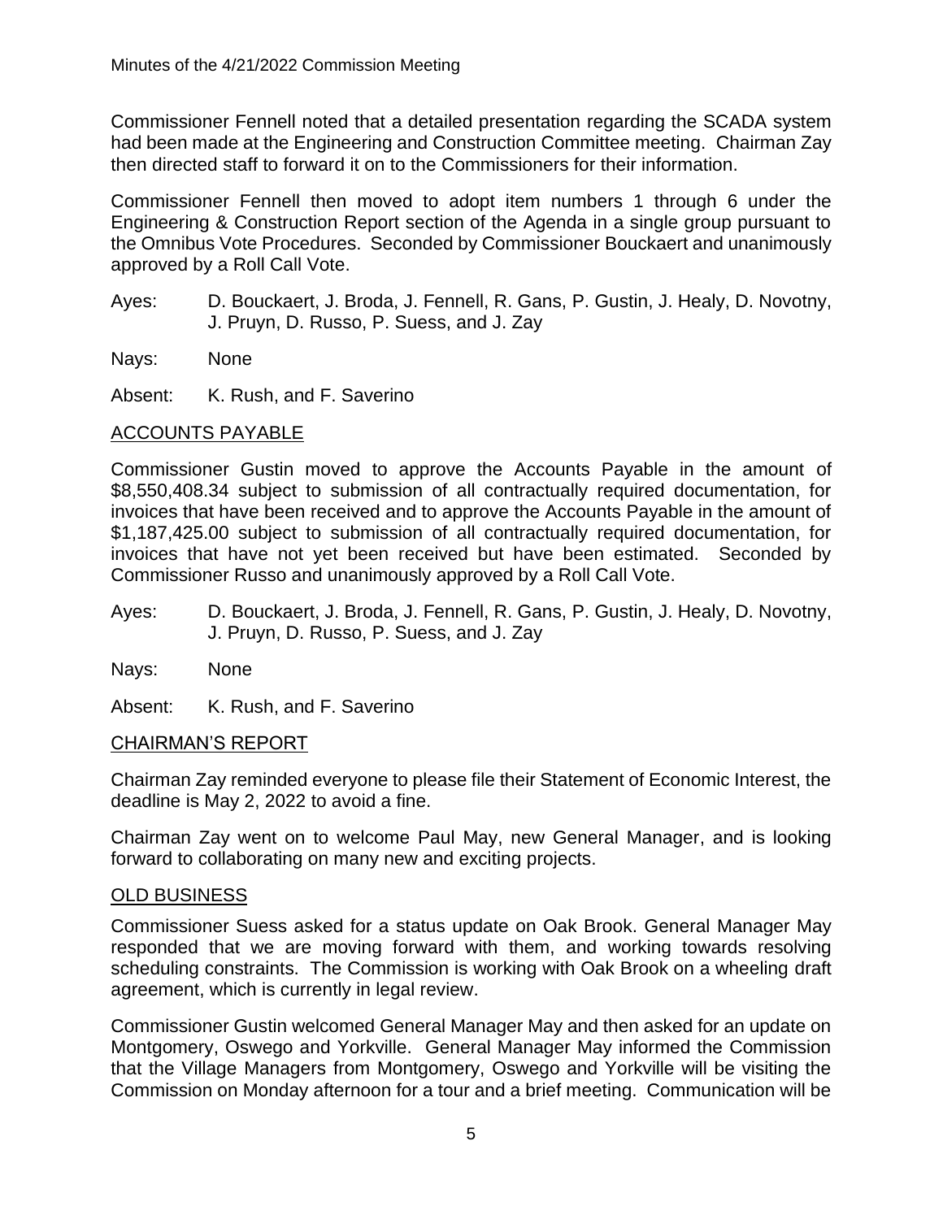Commissioner Fennell noted that a detailed presentation regarding the SCADA system had been made at the Engineering and Construction Committee meeting. Chairman Zay then directed staff to forward it on to the Commissioners for their information.

Commissioner Fennell then moved to adopt item numbers 1 through 6 under the Engineering & Construction Report section of the Agenda in a single group pursuant to the Omnibus Vote Procedures. Seconded by Commissioner Bouckaert and unanimously approved by a Roll Call Vote.

Ayes: D. Bouckaert, J. Broda, J. Fennell, R. Gans, P. Gustin, J. Healy, D. Novotny, J. Pruyn, D. Russo, P. Suess, and J. Zay

Nays: None

Absent: K. Rush, and F. Saverino

## ACCOUNTS PAYABLE

Commissioner Gustin moved to approve the Accounts Payable in the amount of $8,550,408.34 subject to submission of all contractually required documentation, for invoices that have been received and to approve the Accounts Payable in the amount of $1,187,425.00 subject to submission of all contractually required documentation, for invoices that have not yet been received but have been estimated. Seconded by Commissioner Russo and unanimously approved by a Roll Call Vote.

Ayes: D. Bouckaert, J. Broda, J. Fennell, R. Gans, P. Gustin, J. Healy, D. Novotny, J. Pruyn, D. Russo, P. Suess, and J. Zay

Nays: None

Absent: K. Rush, and F. Saverino

## CHAIRMAN'S REPORT

Chairman Zay reminded everyone to please file their Statement of Economic Interest, the deadline is May 2, 2022 to avoid a fine.

Chairman Zay went on to welcome Paul May, new General Manager, and is looking forward to collaborating on many new and exciting projects.

## OLD BUSINESS

Commissioner Suess asked for a status update on Oak Brook. General Manager May responded that we are moving forward with them, and working towards resolving scheduling constraints. The Commission is working with Oak Brook on a wheeling draft agreement, which is currently in legal review.

Commissioner Gustin welcomed General Manager May and then asked for an update on Montgomery, Oswego and Yorkville. General Manager May informed the Commission that the Village Managers from Montgomery, Oswego and Yorkville will be visiting the Commission on Monday afternoon for a tour and a brief meeting. Communication will be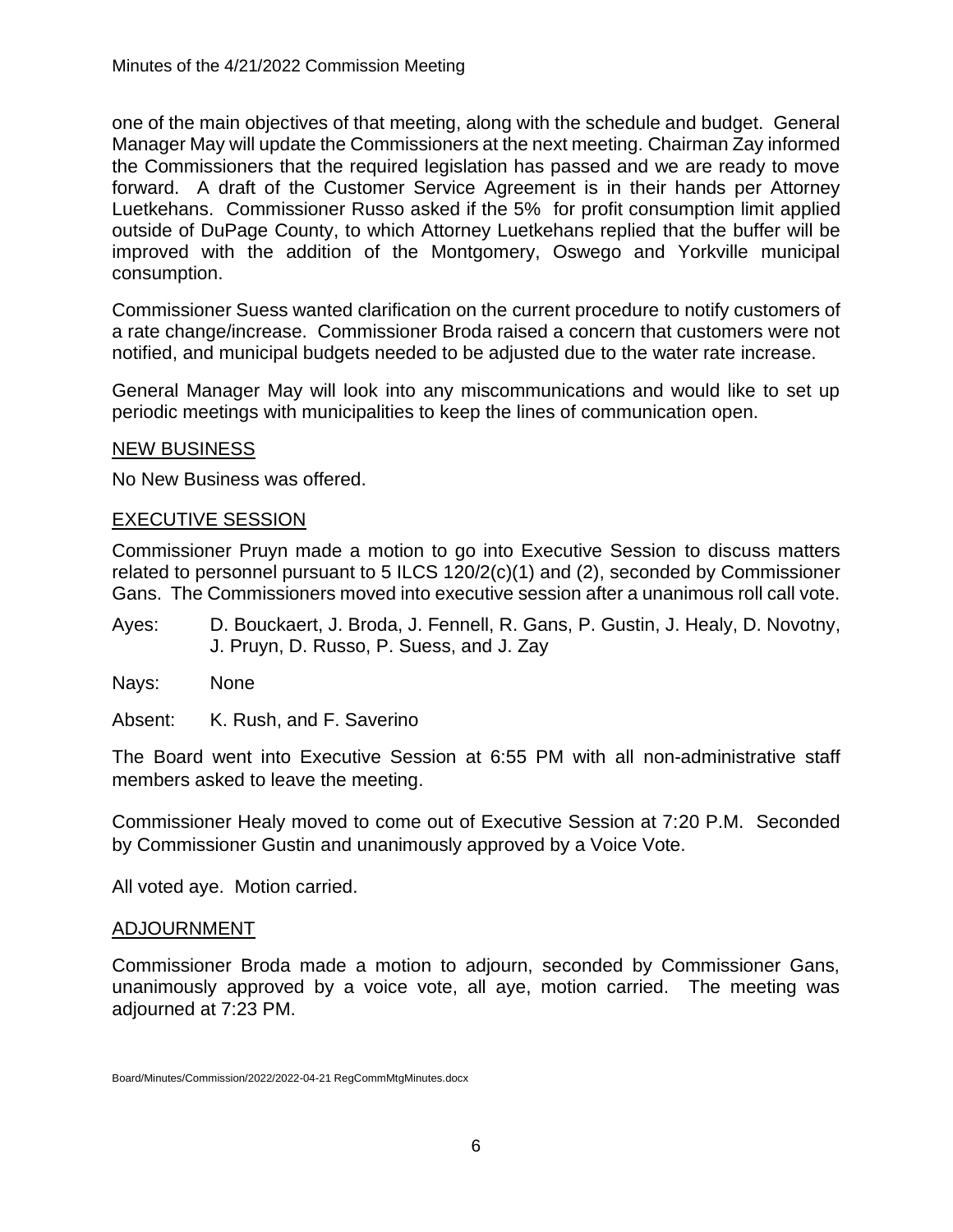one of the main objectives of that meeting, along with the schedule and budget. General Manager May will update the Commissioners at the next meeting. Chairman Zay informed the Commissioners that the required legislation has passed and we are ready to move forward. A draft of the Customer Service Agreement is in their hands per Attorney Luetkehans. Commissioner Russo asked if the 5% for profit consumption limit applied outside of DuPage County, to which Attorney Luetkehans replied that the buffer will be improved with the addition of the Montgomery, Oswego and Yorkville municipal consumption.

Commissioner Suess wanted clarification on the current procedure to notify customers of a rate change/increase. Commissioner Broda raised a concern that customers were not notified, and municipal budgets needed to be adjusted due to the water rate increase.

General Manager May will look into any miscommunications and would like to set up periodic meetings with municipalities to keep the lines of communication open.

## NEW BUSINESS

No New Business was offered.

## EXECUTIVE SESSION

Commissioner Pruyn made a motion to go into Executive Session to discuss matters related to personnel pursuant to 5 ILCS 120/2(c)(1) and (2), seconded by Commissioner Gans. The Commissioners moved into executive session after a unanimous roll call vote.

Ayes: D. Bouckaert, J. Broda, J. Fennell, R. Gans, P. Gustin, J. Healy, D. Novotny, J. Pruyn, D. Russo, P. Suess, and J. Zay

Nays: None

Absent: K. Rush, and F. Saverino

The Board went into Executive Session at 6:55 PM with all non-administrative staff members asked to leave the meeting.

Commissioner Healy moved to come out of Executive Session at 7:20 P.M. Seconded by Commissioner Gustin and unanimously approved by a Voice Vote.

All voted aye. Motion carried.

## ADJOURNMENT

Commissioner Broda made a motion to adjourn, seconded by Commissioner Gans, unanimously approved by a voice vote, all aye, motion carried. The meeting was adjourned at 7:23 PM.

Board/Minutes/Commission/2022/2022-04-21 RegCommMtgMinutes.docx